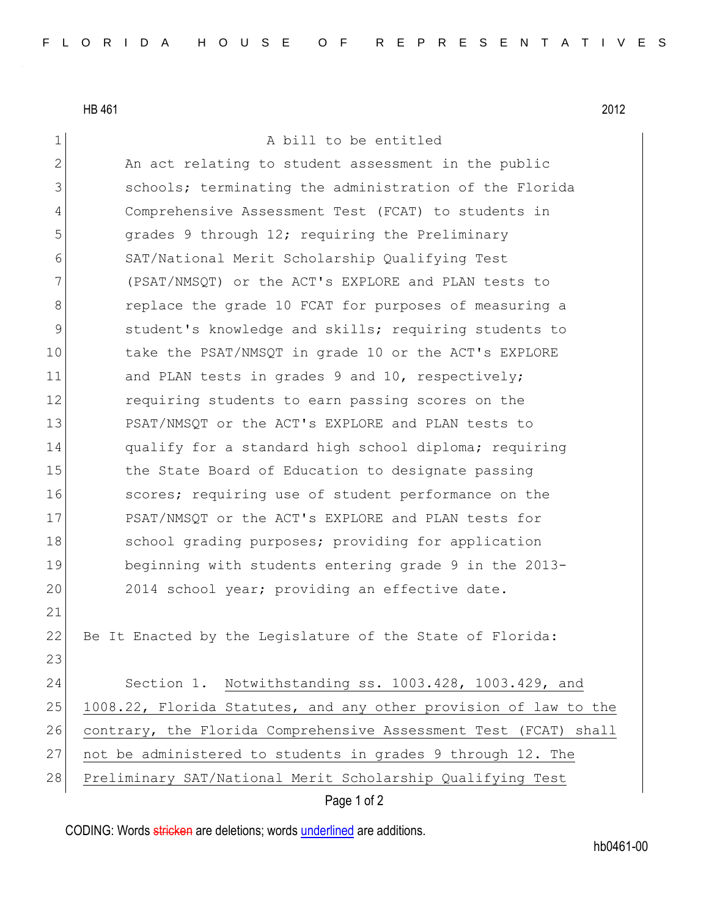HB 461 2012

A bill to be entitled

An act relating to student assessment in the public schools; terminating the administration of the Florida Comprehensive Assessment Test (FCAT) to students in grades 9 through 12; requiring the Preliminary SAT/National Merit Scholarship Qualifying Test (PSAT/NMSQT) or the ACT's EXPLORE and PLAN tests to replace the grade 10 FCAT for purposes of measuring a student's knowledge and skills; requiring students to take the PSAT/NMSQT in grade 10 or the ACT's EXPLORE and PLAN tests in grades 9 and 10, respectively; requiring students to earn passing scores on the PSAT/NMSQT or the ACT's EXPLORE and PLAN tests to qualify for a standard high school diploma; requiring the State Board of Education to designate passing scores; requiring use of student performance on the PSAT/NMSQT or the ACT's EXPLORE and PLAN tests for school grading purposes; providing for application beginning with students entering grade 9 in the 2013-2014 school year; providing an effective date.

Be It Enacted by the Legislature of the State of Florida:

Section 1. <u>Notwithstanding ss. 1003.428, 1003.429, and 1008.22, Florida Statutes, and any other provision of law to the contrary, the Florida Comprehensive Assessment Test (FCAT) shall not be administered to students in grades 9 through 12. The Preliminary SAT/National Merit Scholarship Qualifying Test</u>

CODING: Words ~~stricken~~ are deletions; words <u>underlined</u> are additions.

hb0461-00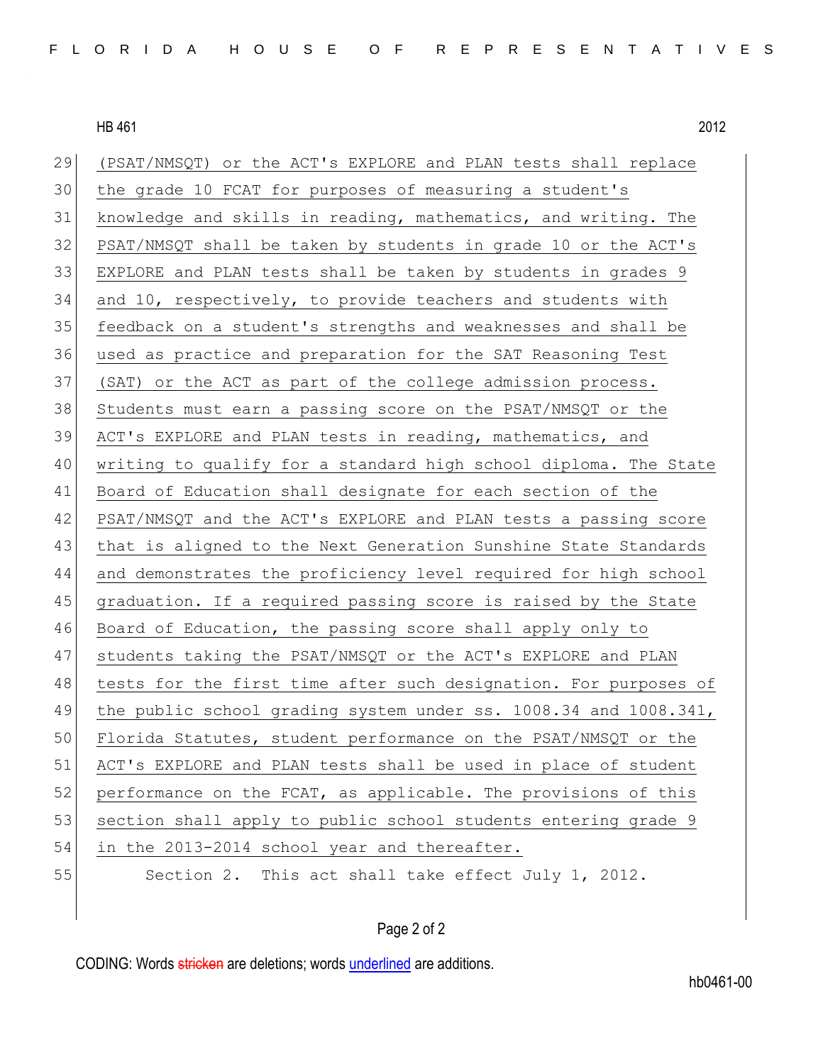29 (PSAT/NMSQT) or the ACT's EXPLORE and PLAN tests shall replace
30 the grade 10 FCAT for purposes of measuring a student's
31 knowledge and skills in reading, mathematics, and writing. The
32 PSAT/NMSQT shall be taken by students in grade 10 or the ACT's
33 EXPLORE and PLAN tests shall be taken by students in grades 9
34 and 10, respectively, to provide teachers and students with
35 feedback on a student's strengths and weaknesses and shall be
36 used as practice and preparation for the SAT Reasoning Test
37 (SAT) or the ACT as part of the college admission process.
38 Students must earn a passing score on the PSAT/NMSQT or the
39 ACT's EXPLORE and PLAN tests in reading, mathematics, and
40 writing to qualify for a standard high school diploma. The State
41 Board of Education shall designate for each section of the
42 PSAT/NMSQT and the ACT's EXPLORE and PLAN tests a passing score
43 that is aligned to the Next Generation Sunshine State Standards
44 and demonstrates the proficiency level required for high school
45 graduation. If a required passing score is raised by the State
46 Board of Education, the passing score shall apply only to
47 students taking the PSAT/NMSQT or the ACT's EXPLORE and PLAN
48 tests for the first time after such designation. For purposes of
49 the public school grading system under ss. 1008.34 and 1008.341,
50 Florida Statutes, student performance on the PSAT/NMSQT or the
51 ACT's EXPLORE and PLAN tests shall be used in place of student
52 performance on the FCAT, as applicable. The provisions of this
53 section shall apply to public school students entering grade 9
54 in the 2013-2014 school year and thereafter.
55 Section 2. This act shall take effect July 1, 2012.

CODING: Words stricken are deletions; words underlined are additions.